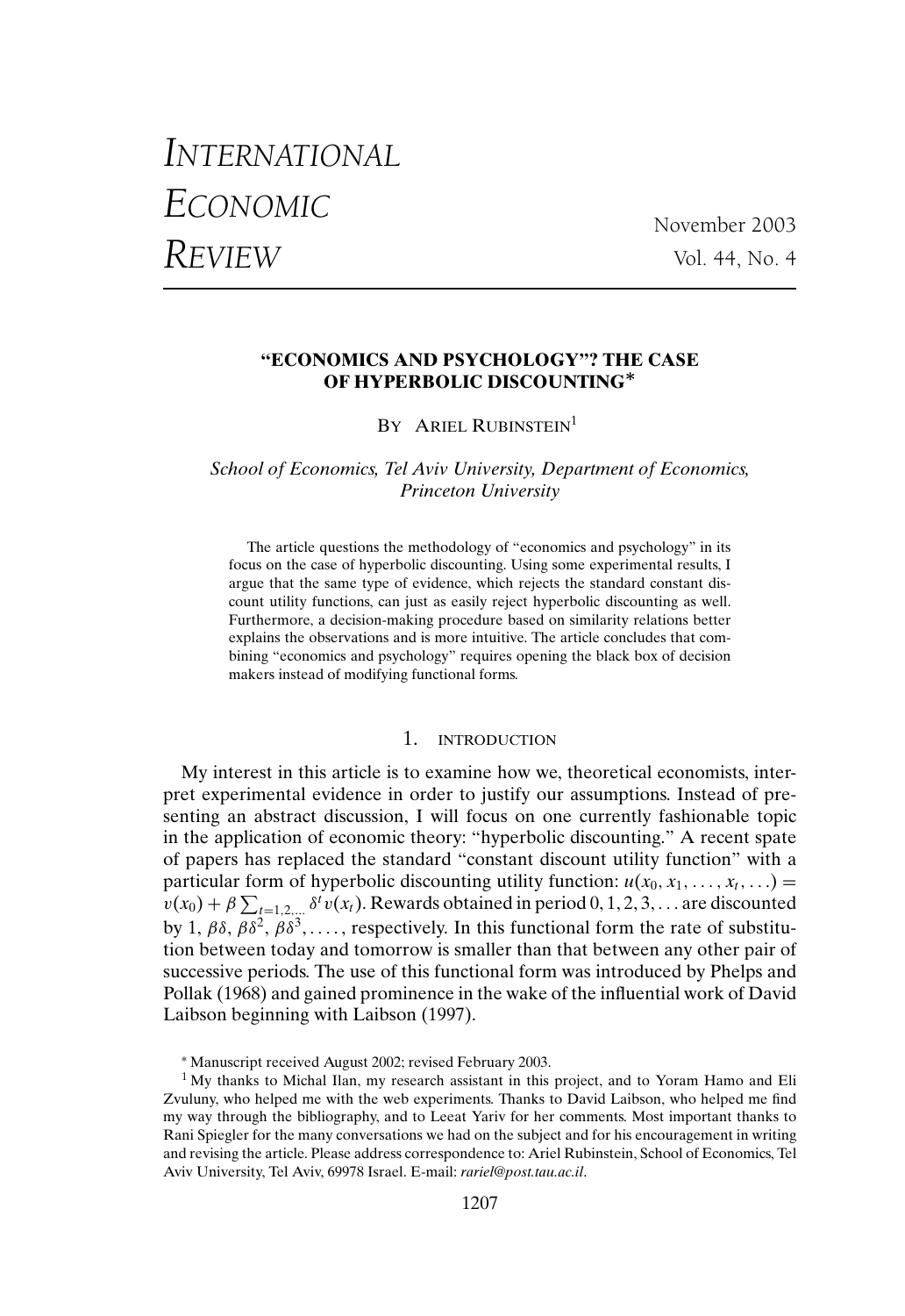# "ECONOMICS AND PSYCHOLOGY"? THE CASE OF HYPERBOLIC DISCOUNTING*

BY ARIEL RUBINSTEIN[1]

*School of Economics, Tel Aviv University, Department of Economics, Princeton University*

The article questions the methodology of "economics and psychology" in its focus on the case of hyperbolic discounting. Using some experimental results, I argue that the same type of evidence, which rejects the standard constant discount utility functions, can just as easily reject hyperbolic discounting as well. Furthermore, a decision-making procedure based on similarity relations better explains the observations and is more intuitive. The article concludes that combining "economics and psychology" requires opening the black box of decision makers instead of modifying functional forms.

## 1. INTRODUCTION

My interest in this article is to examine how we, theoretical economists, interpret experimental evidence in order to justify our assumptions. Instead of presenting an abstract discussion, I will focus on one currently fashionable topic in the application of economic theory: "hyperbolic discounting." A recent spate of papers has replaced the standard "constant discount utility function" with a particular form of hyperbolic discounting utility function: $u(x_0, x_1, \ldots, x_t, \ldots) = v(x_0) + \beta \sum_{t=1,2,\ldots} \delta^t v(x_t)$. Rewards obtained in period $0, 1, 2, 3, \ldots$ are discounted by $1, \beta\delta, \beta\delta^2, \beta\delta^3, \ldots$, respectively. In this functional form the rate of substitution between today and tomorrow is smaller than that between any other pair of successive periods. The use of this functional form was introduced by Phelps and Pollak (1968) and gained prominence in the wake of the influential work of David Laibson beginning with Laibson (1997).

\* Manuscript received August 2002; revised February 2003.

[1] My thanks to Michal Ilan, my research assistant in this project, and to Yoram Hamo and Eli Zvuluny, who helped me with the web experiments. Thanks to David Laibson, who helped me find my way through the bibliography, and to Leeat Yariv for her comments. Most important thanks to Rani Spiegler for the many conversations we had on the subject and for his encouragement in writing and revising the article. Please address correspondence to: Ariel Rubinstein, School of Economics, Tel Aviv University, Tel Aviv, 69978 Israel. E-mail: *rariel@post.tau.ac.il*.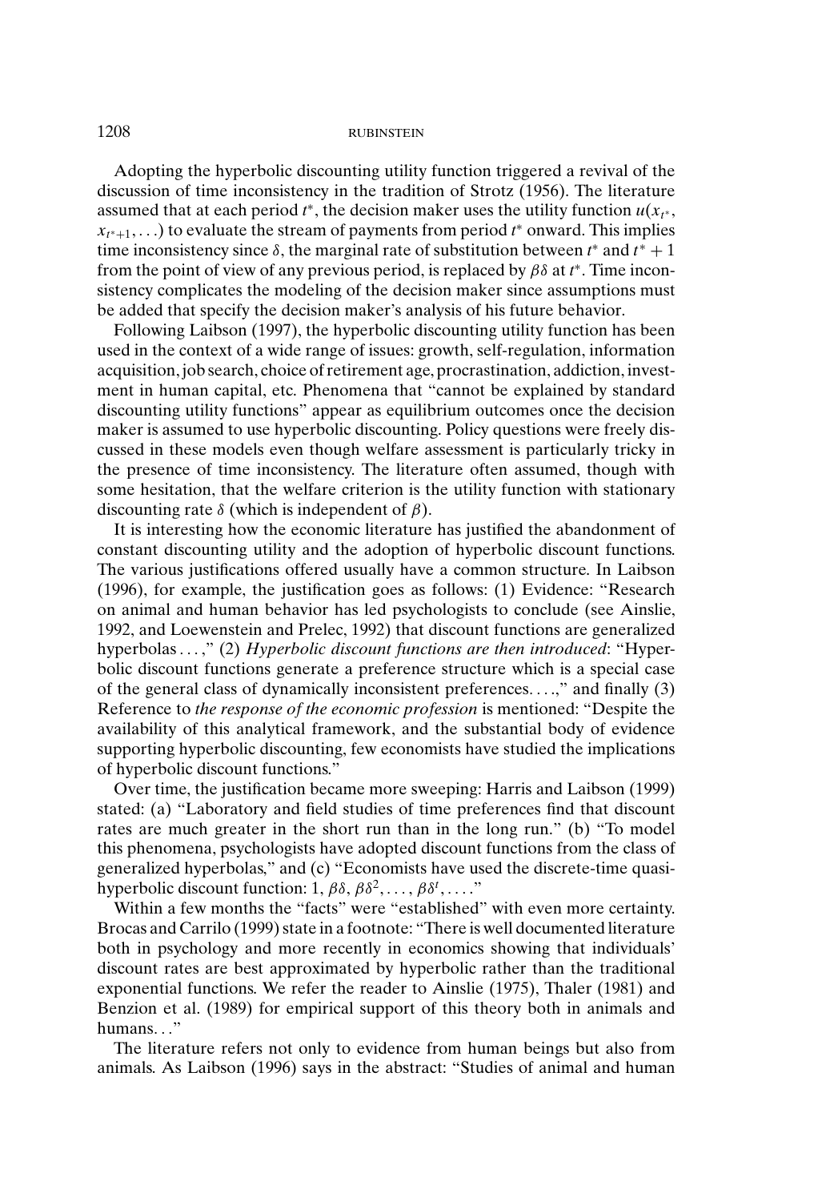Adopting the hyperbolic discounting utility function triggered a revival of the discussion of time inconsistency in the tradition of Strotz (1956). The literature assumed that at each period $t^*$, the decision maker uses the utility function $u(x_{t^*}, x_{t^*+1}, \ldots)$ to evaluate the stream of payments from period $t^*$ onward. This implies time inconsistency since $\delta$, the marginal rate of substitution between $t^*$ and $t^* + 1$ from the point of view of any previous period, is replaced by $\beta\delta$ at $t^*$. Time inconsistency complicates the modeling of the decision maker since assumptions must be added that specify the decision maker's analysis of his future behavior.

Following Laibson (1997), the hyperbolic discounting utility function has been used in the context of a wide range of issues: growth, self-regulation, information acquisition, job search, choice of retirement age, procrastination, addiction, investment in human capital, etc. Phenomena that "cannot be explained by standard discounting utility functions" appear as equilibrium outcomes once the decision maker is assumed to use hyperbolic discounting. Policy questions were freely discussed in these models even though welfare assessment is particularly tricky in the presence of time inconsistency. The literature often assumed, though with some hesitation, that the welfare criterion is the utility function with stationary discounting rate $\delta$ (which is independent of $\beta$).

It is interesting how the economic literature has justified the abandonment of constant discounting utility and the adoption of hyperbolic discount functions. The various justifications offered usually have a common structure. In Laibson (1996), for example, the justification goes as follows: (1) Evidence: "Research on animal and human behavior has led psychologists to conclude (see Ainslie, 1992, and Loewenstein and Prelec, 1992) that discount functions are generalized hyperbolas . . . ," (2) *Hyperbolic discount functions are then introduced*: "Hyperbolic discount functions generate a preference structure which is a special case of the general class of dynamically inconsistent preferences. . . .," and finally (3) Reference to *the response of the economic profession* is mentioned: "Despite the availability of this analytical framework, and the substantial body of evidence supporting hyperbolic discounting, few economists have studied the implications of hyperbolic discount functions."

Over time, the justification became more sweeping: Harris and Laibson (1999) stated: (a) "Laboratory and field studies of time preferences find that discount rates are much greater in the short run than in the long run." (b) "To model this phenomena, psychologists have adopted discount functions from the class of generalized hyperbolas," and (c) "Economists have used the discrete-time quasi-hyperbolic discount function: $1, \beta\delta, \beta\delta^2, \ldots, \beta\delta^t, \ldots$."

Within a few months the "facts" were "established" with even more certainty. Brocas and Carrilo (1999) state in a footnote: "There is well documented literature both in psychology and more recently in economics showing that individuals' discount rates are best approximated by hyperbolic rather than the traditional exponential functions. We refer the reader to Ainslie (1975), Thaler (1981) and Benzion et al. (1989) for empirical support of this theory both in animals and humans. . ."

The literature refers not only to evidence from human beings but also from animals. As Laibson (1996) says in the abstract: "Studies of animal and human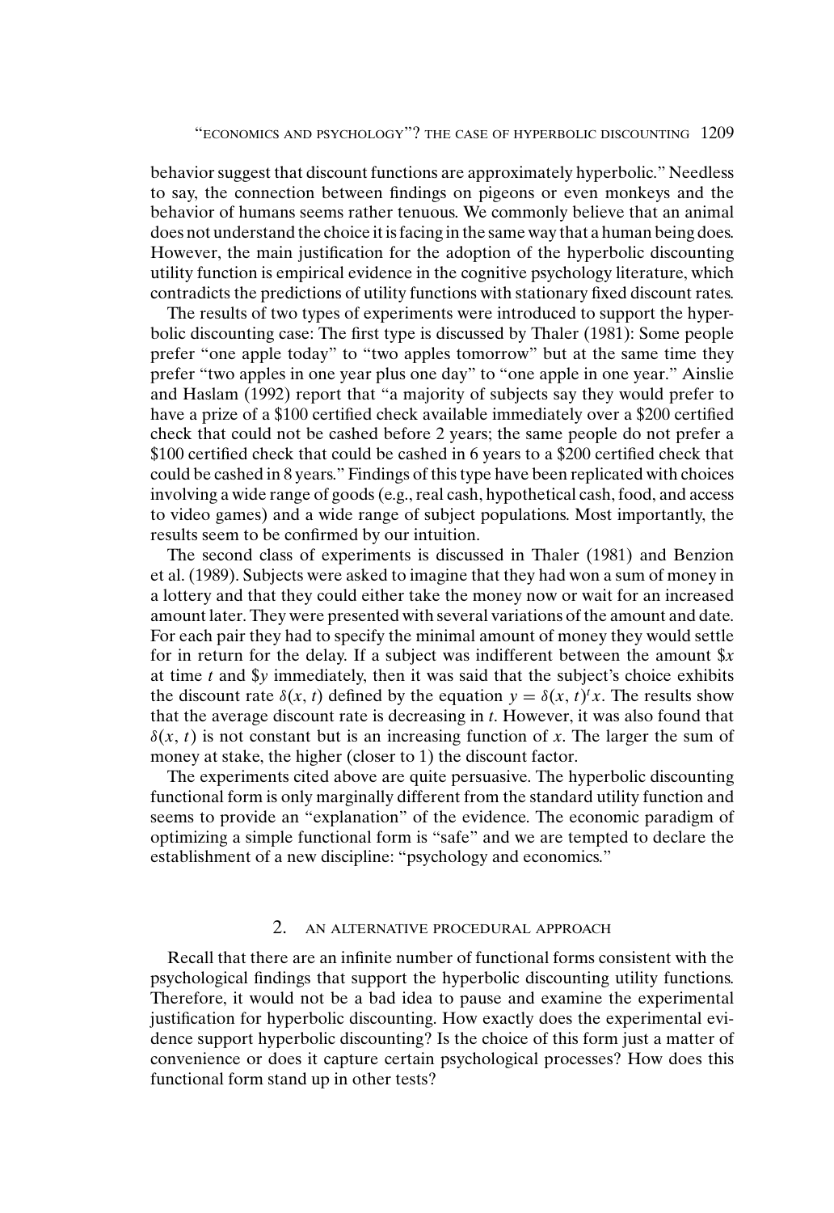behavior suggest that discount functions are approximately hyperbolic." Needless to say, the connection between findings on pigeons or even monkeys and the behavior of humans seems rather tenuous. We commonly believe that an animal does not understand the choice it is facing in the same way that a human being does. However, the main justification for the adoption of the hyperbolic discounting utility function is empirical evidence in the cognitive psychology literature, which contradicts the predictions of utility functions with stationary fixed discount rates.

The results of two types of experiments were introduced to support the hyperbolic discounting case: The first type is discussed by Thaler (1981): Some people prefer "one apple today" to "two apples tomorrow" but at the same time they prefer "two apples in one year plus one day" to "one apple in one year." Ainslie and Haslam (1992) report that "a majority of subjects say they would prefer to have a prize of a \$100 certified check available immediately over a \$200 certified check that could not be cashed before 2 years; the same people do not prefer a \$100 certified check that could be cashed in 6 years to a \$200 certified check that could be cashed in 8 years." Findings of this type have been replicated with choices involving a wide range of goods (e.g., real cash, hypothetical cash, food, and access to video games) and a wide range of subject populations. Most importantly, the results seem to be confirmed by our intuition.

The second class of experiments is discussed in Thaler (1981) and Benzion et al. (1989). Subjects were asked to imagine that they had won a sum of money in a lottery and that they could either take the money now or wait for an increased amount later. They were presented with several variations of the amount and date. For each pair they had to specify the minimal amount of money they would settle for in return for the delay. If a subject was indifferent between the amount \$$x$ at time $t$ and \$$y$ immediately, then it was said that the subject's choice exhibits the discount rate $\delta(x, t)$ defined by the equation $y = \delta(x, t)^t x$. The results show that the average discount rate is decreasing in $t$. However, it was also found that $\delta(x, t)$ is not constant but is an increasing function of $x$. The larger the sum of money at stake, the higher (closer to 1) the discount factor.

The experiments cited above are quite persuasive. The hyperbolic discounting functional form is only marginally different from the standard utility function and seems to provide an "explanation" of the evidence. The economic paradigm of optimizing a simple functional form is "safe" and we are tempted to declare the establishment of a new discipline: "psychology and economics."

## 2. AN ALTERNATIVE PROCEDURAL APPROACH

Recall that there are an infinite number of functional forms consistent with the psychological findings that support the hyperbolic discounting utility functions. Therefore, it would not be a bad idea to pause and examine the experimental justification for hyperbolic discounting. How exactly does the experimental evidence support hyperbolic discounting? Is the choice of this form just a matter of convenience or does it capture certain psychological processes? How does this functional form stand up in other tests?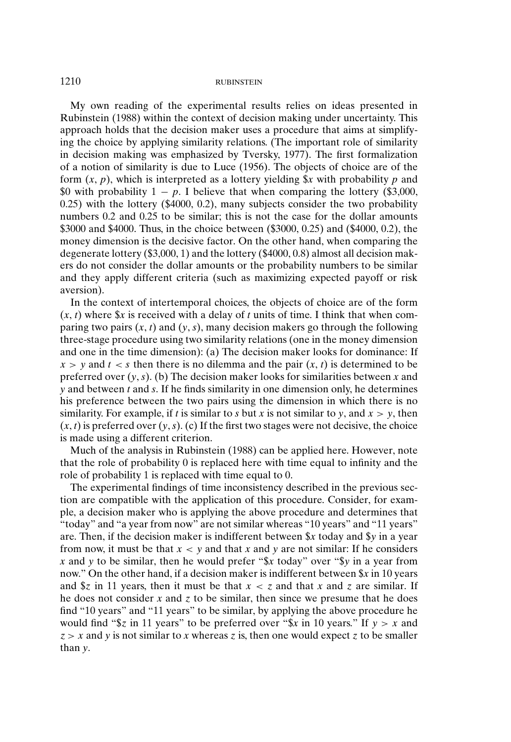My own reading of the experimental results relies on ideas presented in Rubinstein (1988) within the context of decision making under uncertainty. This approach holds that the decision maker uses a procedure that aims at simplifying the choice by applying similarity relations. (The important role of similarity in decision making was emphasized by Tversky, 1977). The first formalization of a notion of similarity is due to Luce (1956). The objects of choice are of the form $(x, p)$, which is interpreted as a lottery yielding $\$x$ with probability $p$ and \$0 with probability $1 - p$. I believe that when comparing the lottery (\$3,000, 0.25) with the lottery (\$4000, 0.2), many subjects consider the two probability numbers 0.2 and 0.25 to be similar; this is not the case for the dollar amounts \$3000 and \$4000. Thus, in the choice between (\$3000, 0.25) and (\$4000, 0.2), the money dimension is the decisive factor. On the other hand, when comparing the degenerate lottery (\$3,000, 1) and the lottery (\$4000, 0.8) almost all decision makers do not consider the dollar amounts or the probability numbers to be similar and they apply different criteria (such as maximizing expected payoff or risk aversion).

In the context of intertemporal choices, the objects of choice are of the form $(x, t)$ where $\$x$ is received with a delay of $t$ units of time. I think that when comparing two pairs $(x, t)$ and $(y, s)$, many decision makers go through the following three-stage procedure using two similarity relations (one in the money dimension and one in the time dimension): (a) The decision maker looks for dominance: If $x > y$ and $t < s$ then there is no dilemma and the pair $(x, t)$ is determined to be preferred over $(y, s)$. (b) The decision maker looks for similarities between $x$ and $y$ and between $t$ and $s$. If he finds similarity in one dimension only, he determines his preference between the two pairs using the dimension in which there is no similarity. For example, if $t$ is similar to $s$ but $x$ is not similar to $y$, and $x > y$, then $(x, t)$ is preferred over $(y, s)$. (c) If the first two stages were not decisive, the choice is made using a different criterion.

Much of the analysis in Rubinstein (1988) can be applied here. However, note that the role of probability 0 is replaced here with time equal to infinity and the role of probability 1 is replaced with time equal to 0.

The experimental findings of time inconsistency described in the previous section are compatible with the application of this procedure. Consider, for example, a decision maker who is applying the above procedure and determines that "today" and "a year from now" are not similar whereas "10 years" and "11 years" are. Then, if the decision maker is indifferent between $\$x$ today and $\$y$ in a year from now, it must be that $x < y$ and that $x$ and $y$ are not similar: If he considers $x$ and $y$ to be similar, then he would prefer "$\$x$ today" over "$\$y$ in a year from now." On the other hand, if a decision maker is indifferent between $\$x$ in 10 years and $\$z$ in 11 years, then it must be that $x < z$ and that $x$ and $z$ are similar. If he does not consider $x$ and $z$ to be similar, then since we presume that he does find "10 years" and "11 years" to be similar, by applying the above procedure he would find "$\$z$ in 11 years" to be preferred over "$\$x$ in 10 years." If $y > x$ and $z > x$ and $y$ is not similar to $x$ whereas $z$ is, then one would expect $z$ to be smaller than $y$.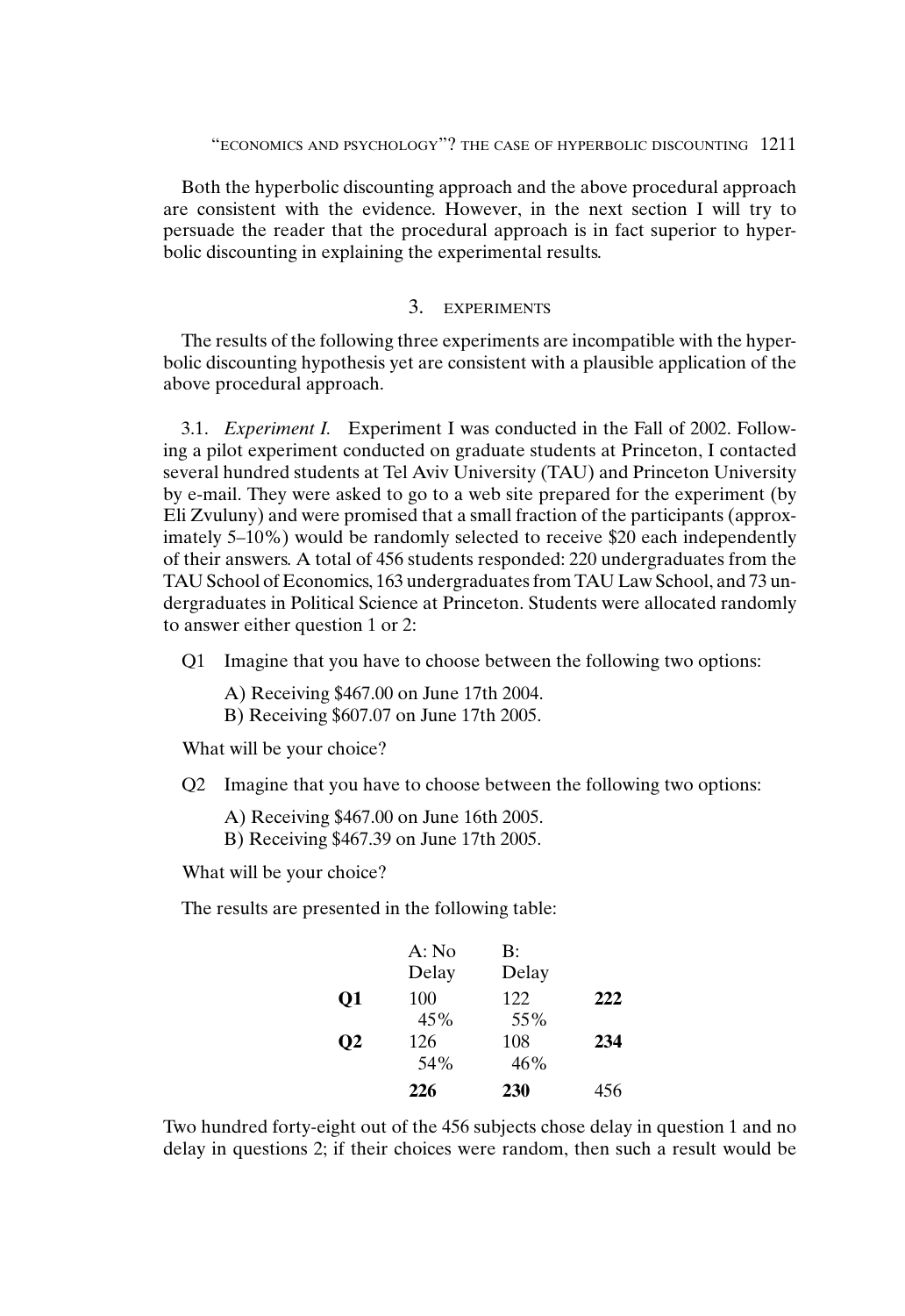Both the hyperbolic discounting approach and the above procedural approach are consistent with the evidence. However, in the next section I will try to persuade the reader that the procedural approach is in fact superior to hyperbolic discounting in explaining the experimental results.

## 3. EXPERIMENTS

The results of the following three experiments are incompatible with the hyperbolic discounting hypothesis yet are consistent with a plausible application of the above procedural approach.

3.1. *Experiment I.* Experiment I was conducted in the Fall of 2002. Following a pilot experiment conducted on graduate students at Princeton, I contacted several hundred students at Tel Aviv University (TAU) and Princeton University by e-mail. They were asked to go to a web site prepared for the experiment (by Eli Zvuluny) and were promised that a small fraction of the participants (approximately 5–10%) would be randomly selected to receive $20 each independently of their answers. A total of 456 students responded: 220 undergraduates from the TAU School of Economics, 163 undergraduates from TAU Law School, and 73 undergraduates in Political Science at Princeton. Students were allocated randomly to answer either question 1 or 2:

Q1 Imagine that you have to choose between the following two options:

A) Receiving $467.00 on June 17th 2004.
B) Receiving $607.07 on June 17th 2005.

What will be your choice?

Q2 Imagine that you have to choose between the following two options:

A) Receiving $467.00 on June 16th 2005.
B) Receiving $467.39 on June 17th 2005.

What will be your choice?

The results are presented in the following table:

| | A: No Delay | B: Delay | |
|---|---|---|---|
| **Q1** | 100<br>45% | 122<br>55% | **222** |
| **Q2** | 126<br>54% | 108<br>46% | **234** |
| | **226** | **230** | 456 |

Two hundred forty-eight out of the 456 subjects chose delay in question 1 and no delay in questions 2; if their choices were random, then such a result would be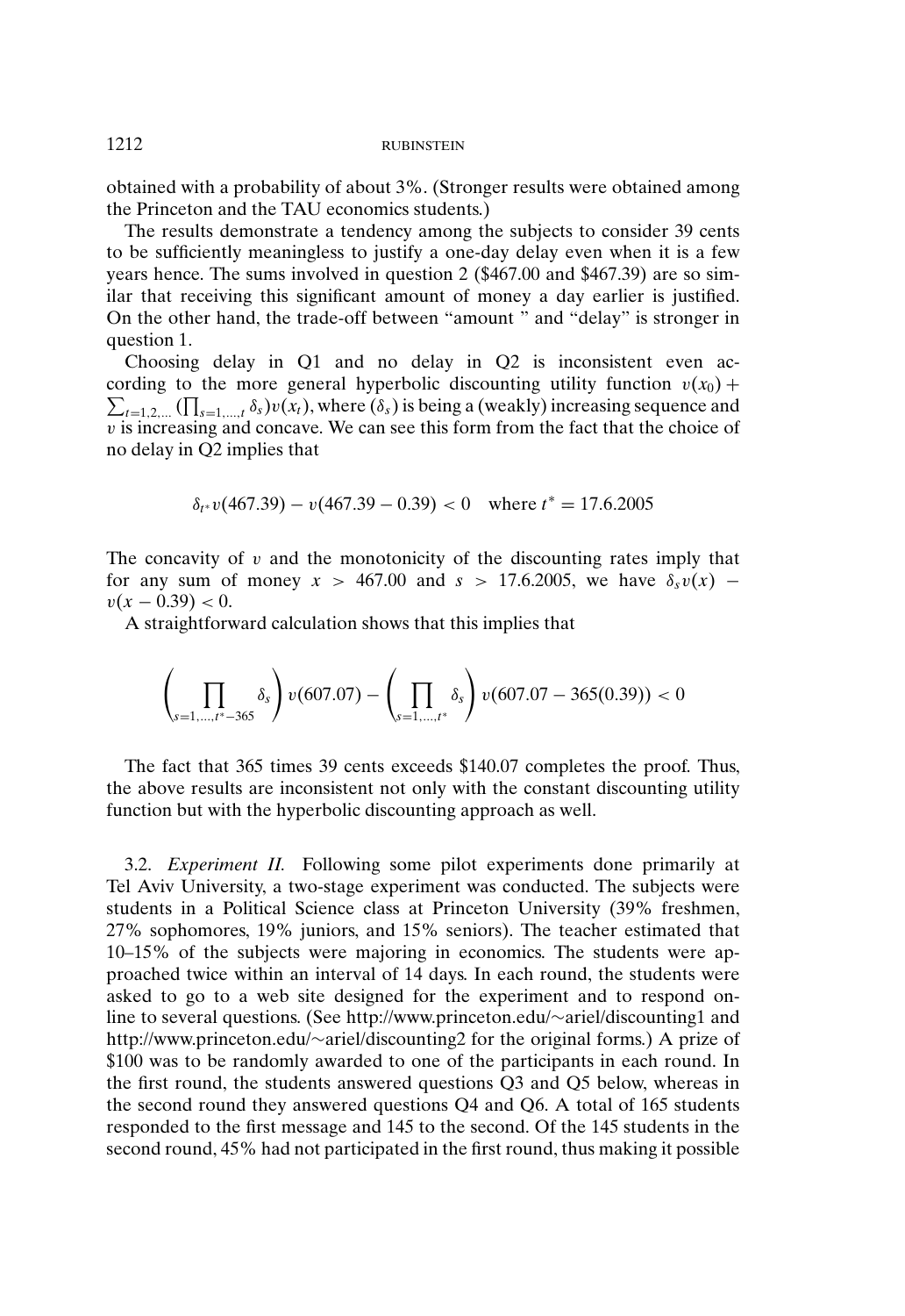obtained with a probability of about 3%. (Stronger results were obtained among the Princeton and the TAU economics students.)

The results demonstrate a tendency among the subjects to consider 39 cents to be sufficiently meaningless to justify a one-day delay even when it is a few years hence. The sums involved in question 2 ($467.00 and $467.39) are so similar that receiving this significant amount of money a day earlier is justified. On the other hand, the trade-off between "amount " and "delay" is stronger in question 1.

Choosing delay in Q1 and no delay in Q2 is inconsistent even according to the more general hyperbolic discounting utility function $v(x_0) + \sum_{t=1,2,\ldots} (\prod_{s=1,\ldots,t} \delta_s) v(x_t)$, where $(\delta_s)$ is being a (weakly) increasing sequence and $v$ is increasing and concave. We can see this form from the fact that the choice of no delay in Q2 implies that

$$\delta_{t^*} v(467.39) - v(467.39 - 0.39) < 0 \quad \text{where } t^* = 17.6.2005$$

The concavity of $v$ and the monotonicity of the discounting rates imply that for any sum of money $x > 467.00$ and $s > 17.6.2005$, we have $\delta_s v(x) - v(x - 0.39) < 0$.

A straightforward calculation shows that this implies that

$$\left( \prod_{s=1,\ldots,t^*-365} \delta_s \right) v(607.07) - \left( \prod_{s=1,\ldots,t^*} \delta_s \right) v(607.07 - 365(0.39)) < 0$$

The fact that 365 times 39 cents exceeds $140.07 completes the proof. Thus, the above results are inconsistent not only with the constant discounting utility function but with the hyperbolic discounting approach as well.

3.2. *Experiment II.* Following some pilot experiments done primarily at Tel Aviv University, a two-stage experiment was conducted. The subjects were students in a Political Science class at Princeton University (39% freshmen, 27% sophomores, 19% juniors, and 15% seniors). The teacher estimated that 10–15% of the subjects were majoring in economics. The students were approached twice within an interval of 14 days. In each round, the students were asked to go to a web site designed for the experiment and to respond online to several questions. (See http://www.princeton.edu/∼ariel/discounting1 and http://www.princeton.edu/∼ariel/discounting2 for the original forms.) A prize of $100 was to be randomly awarded to one of the participants in each round. In the first round, the students answered questions Q3 and Q5 below, whereas in the second round they answered questions Q4 and Q6. A total of 165 students responded to the first message and 145 to the second. Of the 145 students in the second round, 45% had not participated in the first round, thus making it possible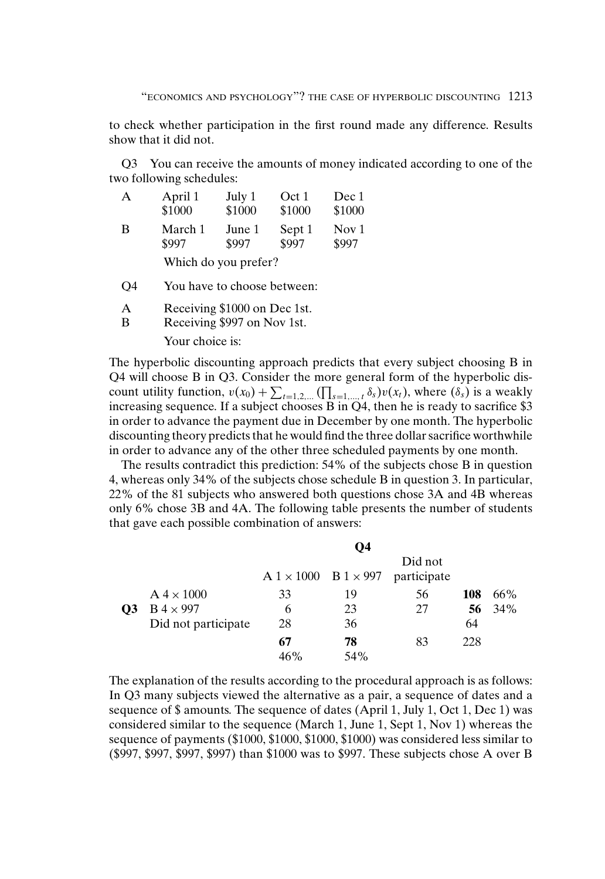to check whether participation in the first round made any difference. Results show that it did not.

Q3 You can receive the amounts of money indicated according to one of the two following schedules:

| | | | | |
|---|---|---|---|---|
| A | April 1 | July 1 | Oct 1 | Dec 1 |
| | $1000 | $1000 | $1000 | $1000 |
| B | March 1 | June 1 | Sept 1 | Nov 1 |
| | $997 | $997 | $997 | $997 |

Which do you prefer?

Q4 You have to choose between:

A Receiving $1000 on Dec 1st.
B Receiving $997 on Nov 1st.

Your choice is:

The hyperbolic discounting approach predicts that every subject choosing B in Q4 will choose B in Q3. Consider the more general form of the hyperbolic discount utility function, $v(x_0) + \sum_{t=1,2,\ldots} (\prod_{s=1,\ldots,t} \delta_s) v(x_t)$, where $(\delta_s)$ is a weakly increasing sequence. If a subject chooses B in Q4, then he is ready to sacrifice $3 in order to advance the payment due in December by one month. The hyperbolic discounting theory predicts that he would find the three dollar sacrifice worthwhile in order to advance any of the other three scheduled payments by one month.

The results contradict this prediction: 54% of the subjects chose B in question 4, whereas only 34% of the subjects chose schedule B in question 3. In particular, 22% of the 81 subjects who answered both questions chose 3A and 4B whereas only 6% chose 3B and 4A. The following table presents the number of students that gave each possible combination of answers:

| | | Q4 | | | | |
|---|---|---|---|---|---|---|
| | | A $1 \times 1000$ | B $1 \times 997$ | Did not participate | | |
| Q3 | A $4 \times 1000$ | 33 | 19 | 56 | **108** | 66% |
| | B $4 \times 997$ | 6 | 23 | 27 | **56** | 34% |
| | Did not participate | 28 | 36 | | 64 | |
| | | **67** | **78** | 83 | 228 | |
| | | 46% | 54% | | | |

The explanation of the results according to the procedural approach is as follows: In Q3 many subjects viewed the alternative as a pair, a sequence of dates and a sequence of $ amounts. The sequence of dates (April 1, July 1, Oct 1, Dec 1) was considered similar to the sequence (March 1, June 1, Sept 1, Nov 1) whereas the sequence of payments ($1000, $1000, $1000, $1000) was considered less similar to ($997, $997, $997, $997) than $1000 was to $997. These subjects chose A over B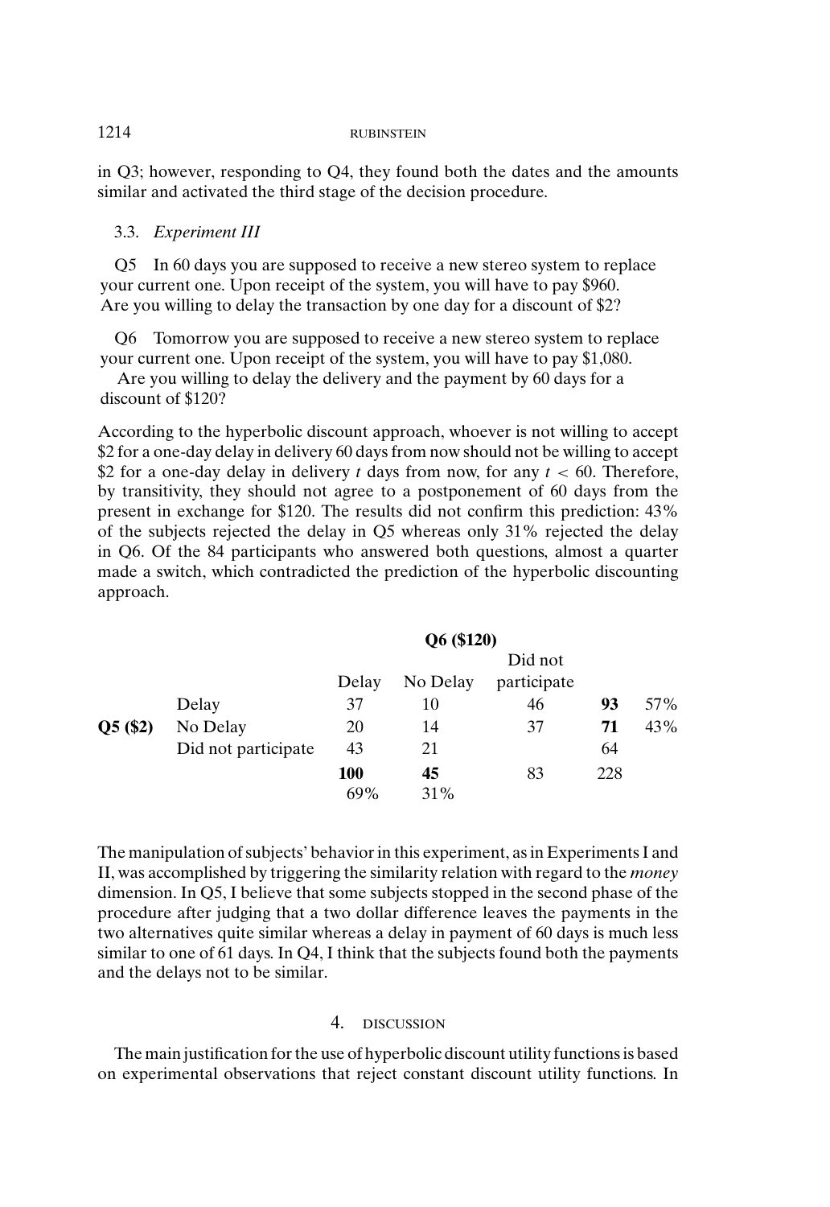in Q3; however, responding to Q4, they found both the dates and the amounts similar and activated the third stage of the decision procedure.

### 3.3. *Experiment III*

Q5 In 60 days you are supposed to receive a new stereo system to replace your current one. Upon receipt of the system, you will have to pay $960. Are you willing to delay the transaction by one day for a discount of $2?

Q6 Tomorrow you are supposed to receive a new stereo system to replace your current one. Upon receipt of the system, you will have to pay $1,080. Are you willing to delay the delivery and the payment by 60 days for a discount of $120?

According to the hyperbolic discount approach, whoever is not willing to accept $2 for a one-day delay in delivery 60 days from now should not be willing to accept $2 for a one-day delay in delivery $t$ days from now, for any $t < 60$. Therefore, by transitivity, they should not agree to a postponement of 60 days from the present in exchange for $120. The results did not confirm this prediction: 43% of the subjects rejected the delay in Q5 whereas only 31% rejected the delay in Q6. Of the 84 participants who answered both questions, almost a quarter made a switch, which contradicted the prediction of the hyperbolic discounting approach.

| | | **Q6 ($120)** | | | | |
|---|---|---|---|---|---|---|
| | | Delay | No Delay | Did not participate | | |
| **Q5 ($2)** | Delay | 37 | 10 | 46 | **93** | 57% |
| | No Delay | 20 | 14 | 37 | **71** | 43% |
| | Did not participate | 43 | 21 | | 64 | |
| | | **100** | **45** | 83 | 228 | |
| | | 69% | 31% | | | |

The manipulation of subjects' behavior in this experiment, as in Experiments I and II, was accomplished by triggering the similarity relation with regard to the *money* dimension. In Q5, I believe that some subjects stopped in the second phase of the procedure after judging that a two dollar difference leaves the payments in the two alternatives quite similar whereas a delay in payment of 60 days is much less similar to one of 61 days. In Q4, I think that the subjects found both the payments and the delays not to be similar.

## 4. DISCUSSION

The main justification for the use of hyperbolic discount utility functions is based on experimental observations that reject constant discount utility functions. In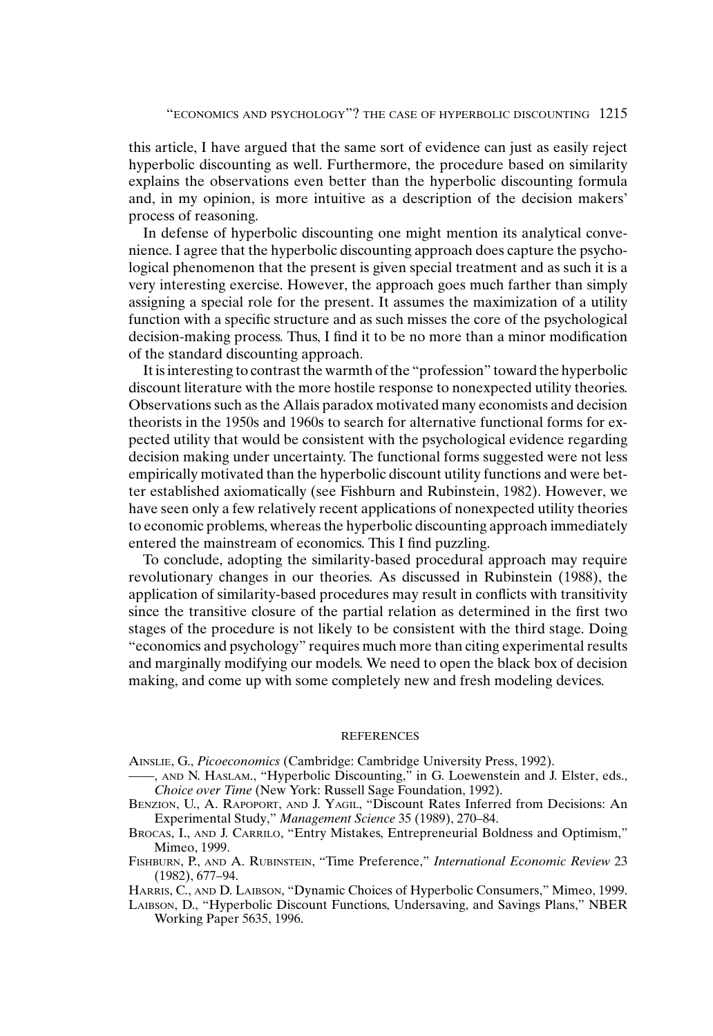this article, I have argued that the same sort of evidence can just as easily reject hyperbolic discounting as well. Furthermore, the procedure based on similarity explains the observations even better than the hyperbolic discounting formula and, in my opinion, is more intuitive as a description of the decision makers' process of reasoning.

In defense of hyperbolic discounting one might mention its analytical convenience. I agree that the hyperbolic discounting approach does capture the psychological phenomenon that the present is given special treatment and as such it is a very interesting exercise. However, the approach goes much farther than simply assigning a special role for the present. It assumes the maximization of a utility function with a specific structure and as such misses the core of the psychological decision-making process. Thus, I find it to be no more than a minor modification of the standard discounting approach.

It is interesting to contrast the warmth of the "profession" toward the hyperbolic discount literature with the more hostile response to nonexpected utility theories. Observations such as the Allais paradox motivated many economists and decision theorists in the 1950s and 1960s to search for alternative functional forms for expected utility that would be consistent with the psychological evidence regarding decision making under uncertainty. The functional forms suggested were not less empirically motivated than the hyperbolic discount utility functions and were better established axiomatically (see Fishburn and Rubinstein, 1982). However, we have seen only a few relatively recent applications of nonexpected utility theories to economic problems, whereas the hyperbolic discounting approach immediately entered the mainstream of economics. This I find puzzling.

To conclude, adopting the similarity-based procedural approach may require revolutionary changes in our theories. As discussed in Rubinstein (1988), the application of similarity-based procedures may result in conflicts with transitivity since the transitive closure of the partial relation as determined in the first two stages of the procedure is not likely to be consistent with the third stage. Doing "economics and psychology" requires much more than citing experimental results and marginally modifying our models. We need to open the black box of decision making, and come up with some completely new and fresh modeling devices.

## REFERENCES

Ainslie, G., *Picoeconomics* (Cambridge: Cambridge University Press, 1992).

——, and N. Haslam., "Hyperbolic Discounting," in G. Loewenstein and J. Elster, eds., *Choice over Time* (New York: Russell Sage Foundation, 1992).

Benzion, U., A. Rapoport, and J. Yagil, "Discount Rates Inferred from Decisions: An Experimental Study," *Management Science* 35 (1989), 270–84.

Brocas, I., and J. Carrilo, "Entry Mistakes, Entrepreneurial Boldness and Optimism," Mimeo, 1999.

Fishburn, P., and A. Rubinstein, "Time Preference," *International Economic Review* 23 (1982), 677–94.

Harris, C., and D. Laibson, "Dynamic Choices of Hyperbolic Consumers," Mimeo, 1999.

Laibson, D., "Hyperbolic Discount Functions, Undersaving, and Savings Plans," NBER Working Paper 5635, 1996.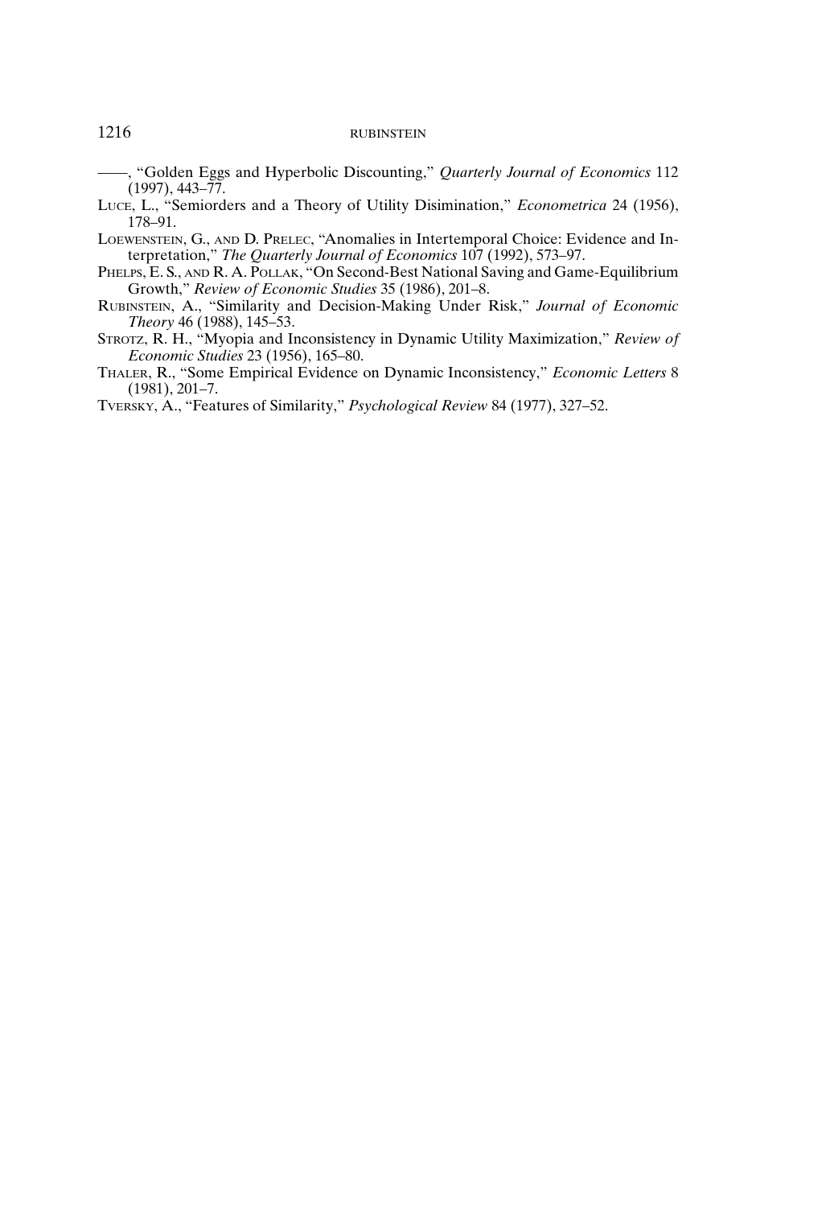——, "Golden Eggs and Hyperbolic Discounting," *Quarterly Journal of Economics* 112 (1997), 443–77.

Luce, L., "Semiorders and a Theory of Utility Disimination," *Econometrica* 24 (1956), 178–91.

Loewenstein, G., and D. Prelec, "Anomalies in Intertemporal Choice: Evidence and Interpretation," *The Quarterly Journal of Economics* 107 (1992), 573–97.

Phelps, E. S., and R. A. Pollak, "On Second-Best National Saving and Game-Equilibrium Growth," *Review of Economic Studies* 35 (1986), 201–8.

Rubinstein, A., "Similarity and Decision-Making Under Risk," *Journal of Economic Theory* 46 (1988), 145–53.

Strotz, R. H., "Myopia and Inconsistency in Dynamic Utility Maximization," *Review of Economic Studies* 23 (1956), 165–80.

Thaler, R., "Some Empirical Evidence on Dynamic Inconsistency," *Economic Letters* 8 (1981), 201–7.

Tversky, A., "Features of Similarity," *Psychological Review* 84 (1977), 327–52.